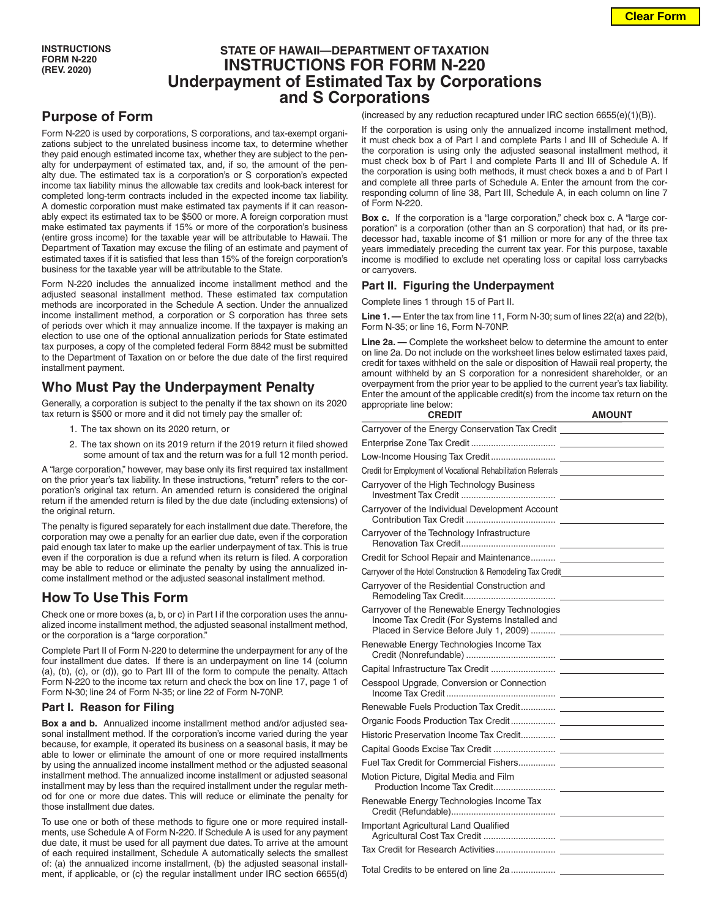INSTRUCTIONS
FORM N-220
(REV. 2020)

# STATE OF HAWAII—DEPARTMENT OF TAXATION
# INSTRUCTIONS FOR FORM N-220
# Underpayment of Estimated Tax by Corporations and S Corporations

## Purpose of Form

Form N-220 is used by corporations, S corporations, and tax-exempt organizations subject to the unrelated business income tax, to determine whether they paid enough estimated income tax, whether they are subject to the penalty for underpayment of estimated tax, and, if so, the amount of the penalty due. The estimated tax is a corporation's or S corporation's expected income tax liability minus the allowable tax credits and look-back interest for completed long-term contracts included in the expected income tax liability. A domestic corporation must make estimated tax payments if it can reasonably expect its estimated tax to be $500 or more. A foreign corporation must make estimated tax payments if 15% or more of the corporation's business (entire gross income) for the taxable year will be attributable to Hawaii. The Department of Taxation may excuse the filing of an estimate and payment of estimated taxes if it is satisfied that less than 15% of the foreign corporation's business for the taxable year will be attributable to the State.

Form N-220 includes the annualized income installment method and the adjusted seasonal installment method. These estimated tax computation methods are incorporated in the Schedule A section. Under the annualized income installment method, a corporation or S corporation has three sets of periods over which it may annualize income. If the taxpayer is making an election to use one of the optional annualization periods for State estimated tax purposes, a copy of the completed federal Form 8842 must be submitted to the Department of Taxation on or before the due date of the first required installment payment.

## Who Must Pay the Underpayment Penalty

Generally, a corporation is subject to the penalty if the tax shown on its 2020 tax return is $500 or more and it did not timely pay the smaller of:

1. The tax shown on its 2020 return, or
2. The tax shown on its 2019 return if the 2019 return it filed showed some amount of tax and the return was for a full 12 month period.

A "large corporation," however, may base only its first required tax installment on the prior year's tax liability. In these instructions, "return" refers to the corporation's original tax return. An amended return is considered the original return if the amended return is filed by the due date (including extensions) of the original return.

The penalty is figured separately for each installment due date. Therefore, the corporation may owe a penalty for an earlier due date, even if the corporation paid enough tax later to make up the earlier underpayment of tax. This is true even if the corporation is due a refund when its return is filed. A corporation may be able to reduce or eliminate the penalty by using the annualized income installment method or the adjusted seasonal installment method.

## How To Use This Form

Check one or more boxes (a, b, or c) in Part I if the corporation uses the annualized income installment method, the adjusted seasonal installment method, or the corporation is a "large corporation."

Complete Part II of Form N-220 to determine the underpayment for any of the four installment due dates. If there is an underpayment on line 14 (column (a), (b), (c), or (d)), go to Part III of the form to compute the penalty. Attach Form N-220 to the income tax return and check the box on line 17, page 1 of Form N-30; line 24 of Form N-35; or line 22 of Form N-70NP.

### Part I. Reason for Filing

**Box a and b.** Annualized income installment method and/or adjusted seasonal installment method. If the corporation's income varied during the year because, for example, it operated its business on a seasonal basis, it may be able to lower or eliminate the amount of one or more required installments by using the annualized income installment method or the adjusted seasonal installment method. The annualized income installment or adjusted seasonal installment may by less than the required installment under the regular method for one or more due dates. This will reduce or eliminate the penalty for those installment due dates.

To use one or both of these methods to figure one or more required installments, use Schedule A of Form N-220. If Schedule A is used for any payment due date, it must be used for all payment due dates. To arrive at the amount of each required installment, Schedule A automatically selects the smallest of: (a) the annualized income installment, (b) the adjusted seasonal installment, if applicable, or (c) the regular installment under IRC section 6655(d) (increased by any reduction recaptured under IRC section 6655(e)(1)(B)).

If the corporation is using only the annualized income installment method, it must check box a of Part I and complete Parts I and III of Schedule A. If the corporation is using only the adjusted seasonal installment method, it must check box b of Part I and complete Parts II and III of Schedule A. If the corporation is using both methods, it must check boxes a and b of Part I and complete all three parts of Schedule A. Enter the amount from the corresponding column of line 38, Part III, Schedule A, in each column on line 7 of Form N-220.

**Box c.** If the corporation is a "large corporation," check box c. A "large corporation" is a corporation (other than an S corporation) that had, or its predecessor had, taxable income of $1 million or more for any of the three tax years immediately preceding the current tax year. For this purpose, taxable income is modified to exclude net operating loss or capital loss carrybacks or carryovers.

### Part II. Figuring the Underpayment

Complete lines 1 through 15 of Part II.

**Line 1. —** Enter the tax from line 11, Form N-30; sum of lines 22(a) and 22(b), Form N-35; or line 16, Form N-70NP.

**Line 2a. —** Complete the worksheet below to determine the amount to enter on line 2a. Do not include on the worksheet lines below estimated taxes paid, credit for taxes withheld on the sale or disposition of Hawaii real property, the amount withheld by an S corporation for a nonresident shareholder, or an overpayment from the prior year to be applied to the current year's tax liability. Enter the amount of the applicable credit(s) from the income tax return on the appropriate line below:

| CREDIT | AMOUNT |
|---|---|
| Carryover of the Energy Conservation Tax Credit | |
| Enterprise Zone Tax Credit | |
| Low-Income Housing Tax Credit | |
| Credit for Employment of Vocational Rehabilitation Referrals | |
| Carryover of the High Technology Business Investment Tax Credit | |
| Carryover of the Individual Development Account Contribution Tax Credit | |
| Carryover of the Technology Infrastructure Renovation Tax Credit | |
| Credit for School Repair and Maintenance | |
| Carryover of the Hotel Construction & Remodeling Tax Credit | |
| Carryover of the Residential Construction and Remodeling Tax Credit | |
| Carryover of the Renewable Energy Technologies Income Tax Credit (For Systems Installed and Placed in Service Before July 1, 2009) | |
| Renewable Energy Technologies Income Tax Credit (Nonrefundable) | |
| Capital Infrastructure Tax Credit | |
| Cesspool Upgrade, Conversion or Connection Income Tax Credit | |
| Renewable Fuels Production Tax Credit | |
| Organic Foods Production Tax Credit | |
| Historic Preservation Income Tax Credit | |
| Capital Goods Excise Tax Credit | |
| Fuel Tax Credit for Commercial Fishers | |
| Motion Picture, Digital Media and Film Production Income Tax Credit | |
| Renewable Energy Technologies Income Tax Credit (Refundable) | |
| Important Agricultural Land Qualified Agricultural Cost Tax Credit | |
| Tax Credit for Research Activities | |
| Total Credits to be entered on line 2a | |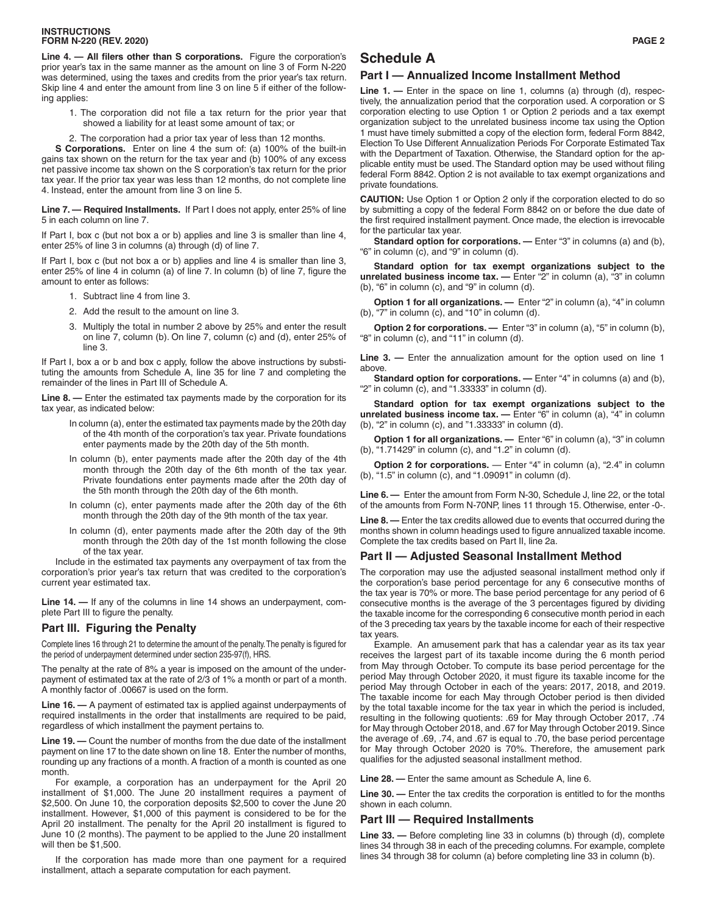**Line 4. — All filers other than S corporations.** Figure the corporation's prior year's tax in the same manner as the amount on line 3 of Form N-220 was determined, using the taxes and credits from the prior year's tax return. Skip line 4 and enter the amount from line 3 on line 5 if either of the following applies:

1. The corporation did not file a tax return for the prior year that showed a liability for at least some amount of tax; or
2. The corporation had a prior tax year of less than 12 months.

**S Corporations.** Enter on line 4 the sum of: (a) 100% of the built-in gains tax shown on the return for the tax year and (b) 100% of any excess net passive income tax shown on the S corporation's tax return for the prior tax year. If the prior tax year was less than 12 months, do not complete line 4. Instead, enter the amount from line 3 on line 5.

**Line 7. — Required Installments.** If Part I does not apply, enter 25% of line 5 in each column on line 7.

If Part I, box c (but not box a or b) applies and line 3 is smaller than line 4, enter 25% of line 3 in columns (a) through (d) of line 7.

If Part I, box c (but not box a or b) applies and line 4 is smaller than line 3, enter 25% of line 4 in column (a) of line 7. In column (b) of line 7, figure the amount to enter as follows:

1. Subtract line 4 from line 3.
2. Add the result to the amount on line 3.
3. Multiply the total in number 2 above by 25% and enter the result on line 7, column (b). On line 7, column (c) and (d), enter 25% of line 3.

If Part I, box a or b and box c apply, follow the above instructions by substituting the amounts from Schedule A, line 35 for line 7 and completing the remainder of the lines in Part III of Schedule A.

**Line 8. —** Enter the estimated tax payments made by the corporation for its tax year, as indicated below:

In column (a), enter the estimated tax payments made by the 20th day of the 4th month of the corporation's tax year. Private foundations enter payments made by the 20th day of the 5th month.

In column (b), enter payments made after the 20th day of the 4th month through the 20th day of the 6th month of the tax year. Private foundations enter payments made after the 20th day of the 5th month through the 20th day of the 6th month.

In column (c), enter payments made after the 20th day of the 6th month through the 20th day of the 9th month of the tax year.

In column (d), enter payments made after the 20th day of the 9th month through the 20th day of the 1st month following the close of the tax year.

Include in the estimated tax payments any overpayment of tax from the corporation's prior year's tax return that was credited to the corporation's current year estimated tax.

**Line 14. —** If any of the columns in line 14 shows an underpayment, complete Part III to figure the penalty.

## Part III. Figuring the Penalty

Complete lines 16 through 21 to determine the amount of the penalty. The penalty is figured for the period of underpayment determined under section 235-97(f), HRS.

The penalty at the rate of 8% a year is imposed on the amount of the underpayment of estimated tax at the rate of 2/3 of 1% a month or part of a month. A monthly factor of .00667 is used on the form.

**Line 16. —** A payment of estimated tax is applied against underpayments of required installments in the order that installments are required to be paid, regardless of which installment the payment pertains to.

**Line 19. —** Count the number of months from the due date of the installment payment on line 17 to the date shown on line 18. Enter the number of months, rounding up any fractions of a month. A fraction of a month is counted as one month.

For example, a corporation has an underpayment for the April 20 installment of $1,000. The June 20 installment requires a payment of $2,500. On June 10, the corporation deposits $2,500 to cover the June 20 installment. However, $1,000 of this payment is considered to be for the April 20 installment. The penalty for the April 20 installment is figured to June 10 (2 months). The payment to be applied to the June 20 installment will then be $1,500.

If the corporation has made more than one payment for a required installment, attach a separate computation for each payment.

# Schedule A

## Part I — Annualized Income Installment Method

**Line 1. —** Enter in the space on line 1, columns (a) through (d), respectively, the annualization period that the corporation used. A corporation or S corporation electing to use Option 1 or Option 2 periods and a tax exempt organization subject to the unrelated business income tax using the Option 1 must have timely submitted a copy of the election form, federal Form 8842, Election To Use Different Annualization Periods For Corporate Estimated Tax with the Department of Taxation. Otherwise, the Standard option for the applicable entity must be used. The Standard option may be used without filing federal Form 8842. Option 2 is not available to tax exempt organizations and private foundations.

**CAUTION:** Use Option 1 or Option 2 only if the corporation elected to do so by submitting a copy of the federal Form 8842 on or before the due date of the first required installment payment. Once made, the election is irrevocable for the particular tax year.

**Standard option for corporations. —** Enter "3" in columns (a) and (b), "6" in column (c), and "9" in column (d).

**Standard option for tax exempt organizations subject to the unrelated business income tax. —** Enter "2" in column (a), "3" in column (b), "6" in column (c), and "9" in column (d).

**Option 1 for all organizations. —** Enter "2" in column (a), "4" in column (b), "7" in column (c), and "10" in column (d).

**Option 2 for corporations. —** Enter "3" in column (a), "5" in column (b), "8" in column (c), and "11" in column (d).

**Line 3. —** Enter the annualization amount for the option used on line 1 above.

**Standard option for corporations. —** Enter "4" in columns (a) and (b), "2" in column (c), and "1.33333" in column (d).

**Standard option for tax exempt organizations subject to the unrelated business income tax. —** Enter "6" in column (a), "4" in column (b), "2" in column (c), and "1.33333" in column (d).

**Option 1 for all organizations. —** Enter "6" in column (a), "3" in column (b), "1.71429" in column (c), and "1.2" in column (d).

**Option 2 for corporations. —** Enter "4" in column (a), "2.4" in column (b), "1.5" in column (c), and "1.09091" in column (d).

**Line 6. —** Enter the amount from Form N-30, Schedule J, line 22, or the total of the amounts from Form N-70NP, lines 11 through 15. Otherwise, enter -0-.

**Line 8. —** Enter the tax credits allowed due to events that occurred during the months shown in column headings used to figure annualized taxable income. Complete the tax credits based on Part II, line 2a.

## Part II — Adjusted Seasonal Installment Method

The corporation may use the adjusted seasonal installment method only if the corporation's base period percentage for any 6 consecutive months of the tax year is 70% or more. The base period percentage for any period of 6 consecutive months is the average of the 3 percentages figured by dividing the taxable income for the corresponding 6 consecutive month period in each of the 3 preceding tax years by the taxable income for each of their respective tax years.

Example. An amusement park that has a calendar year as its tax year receives the largest part of its taxable income during the 6 month period from May through October. To compute its base period percentage for the period May through October 2020, it must figure its taxable income for the period May through October in each of the years: 2017, 2018, and 2019. The taxable income for each May through October period is then divided by the total taxable income for the tax year in which the period is included, resulting in the following quotients: .69 for May through October 2017, .74 for May through October 2018, and .67 for May through October 2019. Since the average of .69, .74, and .67 is equal to .70, the base period percentage for May through October 2020 is 70%. Therefore, the amusement park qualifies for the adjusted seasonal installment method.

**Line 28. —** Enter the same amount as Schedule A, line 6.

**Line 30. —** Enter the tax credits the corporation is entitled to for the months shown in each column.

## Part III — Required Installments

**Line 33. —** Before completing line 33 in columns (b) through (d), complete lines 34 through 38 in each of the preceding columns. For example, complete lines 34 through 38 for column (a) before completing line 33 in column (b).